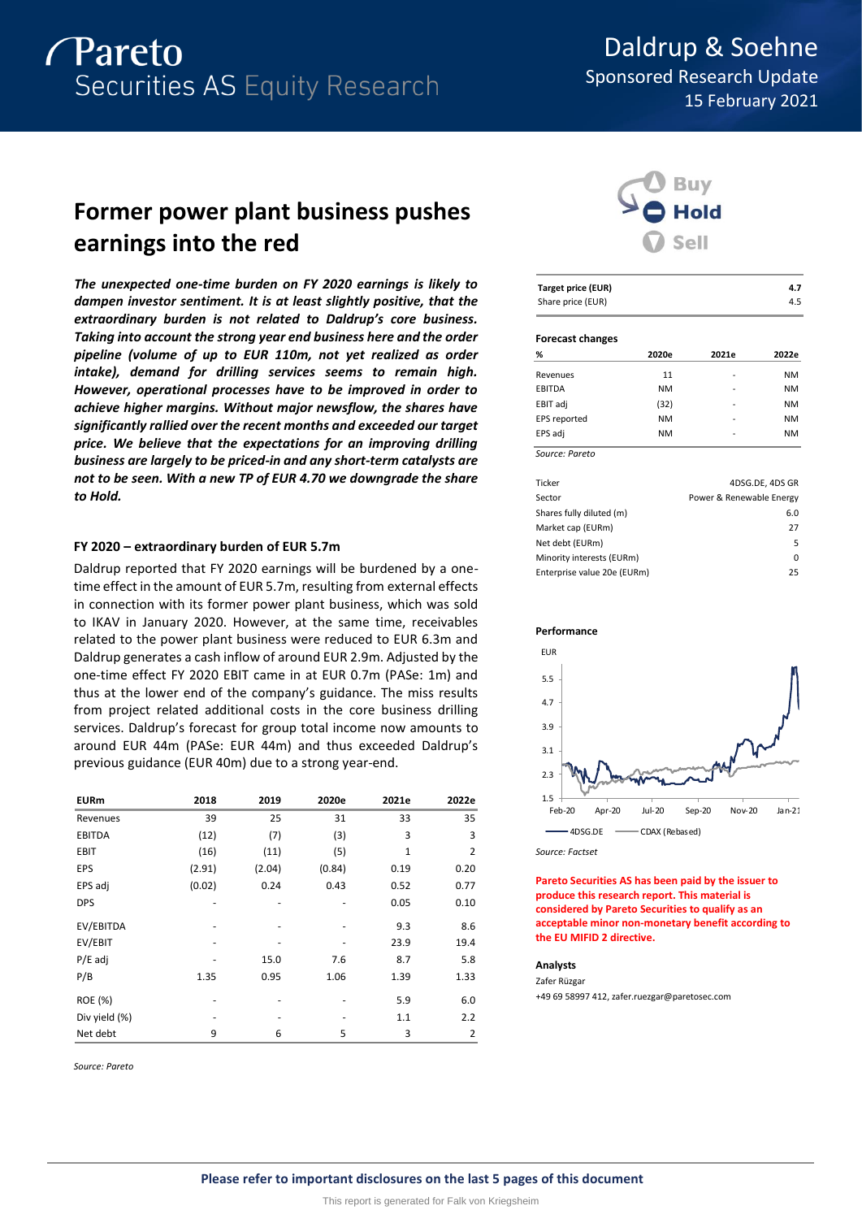# Former power plant business pushes earnings into the red

***The unexpected one-time burden on FY 2020 earnings is likely to dampen investor sentiment. It is at least slightly positive, that the extraordinary burden is not related to Daldrup's core business. Taking into account the strong year end business here and the order pipeline (volume of up to EUR 110m, not yet realized as order intake), demand for drilling services seems to remain high. However, operational processes have to be improved in order to achieve higher margins. Without major newsflow, the shares have significantly rallied over the recent months and exceeded our target price. We believe that the expectations for an improving drilling business are largely to be priced-in and any short-term catalysts are not to be seen. With a new TP of EUR 4.70 we downgrade the share to Hold.***

**FY 2020 – extraordinary burden of EUR 5.7m**

Daldrup reported that FY 2020 earnings will be burdened by a one-time effect in the amount of EUR 5.7m, resulting from external effects in connection with its former power plant business, which was sold to IKAV in January 2020. However, at the same time, receivables related to the power plant business were reduced to EUR 6.3m and Daldrup generates a cash inflow of around EUR 2.9m. Adjusted by the one-time effect FY 2020 EBIT came in at EUR 0.7m (PASe: 1m) and thus at the lower end of the company's guidance. The miss results from project related additional costs in the core business drilling services. Daldrup's forecast for group total income now amounts to around EUR 44m (PASe: EUR 44m) and thus exceeded Daldrup's previous guidance (EUR 40m) due to a strong year-end.

| EURm | 2018 | 2019 | 2020e | 2021e | 2022e |
|---|---|---|---|---|---|
| Revenues | 39 | 25 | 31 | 33 | 35 |
| EBITDA | (12) | (7) | (3) | 3 | 3 |
| EBIT | (16) | (11) | (5) | 1 | 2 |
| EPS | (2.91) | (2.04) | (0.84) | 0.19 | 0.20 |
| EPS adj | (0.02) | 0.24 | 0.43 | 0.52 | 0.77 |
| DPS | - | - | - | 0.05 | 0.10 |
| EV/EBITDA | - | - | - | 9.3 | 8.6 |
| EV/EBIT | - | - | - | 23.9 | 19.4 |
| P/E adj | - | 15.0 | 7.6 | 8.7 | 5.8 |
| P/B | 1.35 | 0.95 | 1.06 | 1.39 | 1.33 |
| ROE (%) | - | - | - | 5.9 | 6.0 |
| Div yield (%) | - | - | - | 1.1 | 2.2 |
| Net debt | 9 | 6 | 5 | 3 | 2 |

*Source: Pareto*

**Hold**

| Target price (EUR) | 4.7 |
|---|---|
| Share price (EUR) | 4.5 |

**Forecast changes**

| % | 2020e | 2021e | 2022e |
|---|---|---|---|
| Revenues | 11 | - | NM |
| EBITDA | NM | - | NM |
| EBIT adj | (32) | - | NM |
| EPS reported | NM | - | NM |
| EPS adj | NM | - | NM |

*Source: Pareto*

| Ticker | 4DSG.DE, 4DS GR |
|---|---|
| Sector | Power & Renewable Energy |
| Shares fully diluted (m) | 6.0 |
| Market cap (EURm) | 27 |
| Net debt (EURm) | 5 |
| Minority interests (EURm) | 0 |
| Enterprise value 20e (EURm) | 25 |

**Performance**

*Source: Factset*

**Pareto Securities AS has been paid by the issuer to produce this research report. This material is considered by Pareto Securities to qualify as an acceptable minor non-monetary benefit according to the EU MIFID 2 directive.**

**Analysts**

Zafer Rüzgar

+49 69 58997 412, zafer.ruezgar@paretosec.com

**Please refer to important disclosures on the last 5 pages of this document**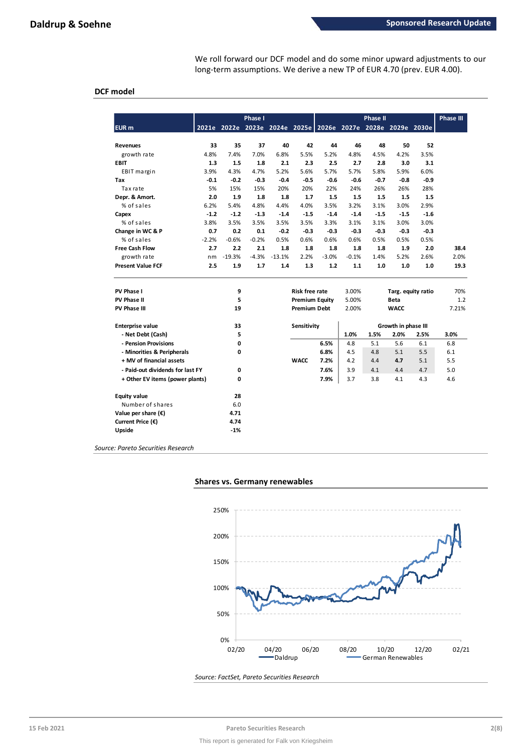We roll forward our DCF model and do some minor upward adjustments to our long-term assumptions. We derive a new TP of EUR 4.70 (prev. EUR 4.00).

### DCF model

| EUR m | 2021e | 2022e | 2023e | 2024e | 2025e | 2026e | 2027e | 2028e | 2029e | 2030e | Phase III |
|---|---|---|---|---|---|---|---|---|---|---|---|
| | Phase I | | | | | Phase II | | | | | |
| **Revenues** | 33 | 35 | 37 | 40 | 42 | 44 | 46 | 48 | 50 | 52 | |
| growth rate | 4.8% | 7.4% | 7.0% | 6.8% | 5.5% | 5.2% | 4.8% | 4.5% | 4.2% | 3.5% | |
| **EBIT** | 1.3 | 1.5 | 1.8 | 2.1 | 2.3 | 2.5 | 2.7 | 2.8 | 3.0 | 3.1 | |
| EBIT margin | 3.9% | 4.3% | 4.7% | 5.2% | 5.6% | 5.7% | 5.7% | 5.8% | 5.9% | 6.0% | |
| **Tax** | -0.1 | -0.2 | -0.3 | -0.4 | -0.5 | -0.6 | -0.6 | -0.7 | -0.8 | -0.9 | |
| Tax rate | 5% | 15% | 15% | 20% | 20% | 22% | 24% | 26% | 26% | 28% | |
| **Depr. & Amort.** | 2.0 | 1.9 | 1.8 | 1.8 | 1.7 | 1.5 | 1.5 | 1.5 | 1.5 | 1.5 | |
| % of sales | 6.2% | 5.4% | 4.8% | 4.4% | 4.0% | 3.5% | 3.2% | 3.1% | 3.0% | 2.9% | |
| **Capex** | -1.2 | -1.2 | -1.3 | -1.4 | -1.5 | -1.4 | -1.4 | -1.5 | -1.5 | -1.6 | |
| % of sales | 3.8% | 3.5% | 3.5% | 3.5% | 3.5% | 3.3% | 3.1% | 3.1% | 3.0% | 3.0% | |
| **Change in WC & P** | 0.7 | 0.2 | 0.1 | -0.2 | -0.3 | -0.3 | -0.3 | -0.3 | -0.3 | -0.3 | |
| % of sales | -2.2% | -0.6% | -0.2% | 0.5% | 0.6% | 0.6% | 0.6% | 0.5% | 0.5% | 0.5% | |
| **Free Cash Flow** | 2.7 | 2.2 | 2.1 | 1.8 | 1.8 | 1.8 | 1.8 | 1.8 | 1.9 | 2.0 | 38.4 |
| growth rate | nm | -19.3% | -4.3% | -13.1% | 2.2% | -3.0% | -0.1% | 1.4% | 5.2% | 2.6% | 2.0% |
| **Present Value FCF** | 2.5 | 1.9 | 1.7 | 1.4 | 1.3 | 1.2 | 1.1 | 1.0 | 1.0 | 1.0 | 19.3 |

| | | | | | |
|---|---|---|---|---|---|
| **PV Phase I** | 9 | **Risk free rate** | 3.00% | **Targ. equity ratio** | 70% |
| **PV Phase II** | 5 | **Premium Equity** | 5.00% | **Beta** | 1.2 |
| **PV Phase III** | 19 | **Premium Debt** | 2.00% | **WACC** | 7.21% |

| | |
|---|---|
| **Enterprise value** | 33 |
| **- Net Debt (Cash)** | 5 |
| **- Pension Provisions** | 0 |
| **- Minorities & Peripherals** | 0 |
| **+ MV of financial assets** | |
| **- Paid-out dividends for last FY** | 0 |
| **+ Other EV items (power plants)** | 0 |
| **Equity value** | 28 |
| Number of shares | 6.0 |
| **Value per share (€)** | 4.71 |
| **Current Price (€)** | 4.74 |
| **Upside** | -1% |

| Sensitivity | | Growth in phase III | | | | |
|---|---|---|---|---|---|---|
| | | **1.0%** | **1.5%** | **2.0%** | **2.5%** | **3.0%** |
| | **6.5%** | 4.8 | 5.1 | 5.6 | 6.1 | 6.8 |
| | **6.8%** | 4.5 | 4.8 | 5.1 | 5.5 | 6.1 |
| **WACC** | **7.2%** | 4.2 | 4.4 | **4.7** | 5.1 | 5.5 |
| | **7.6%** | 3.9 | 4.1 | 4.4 | 4.7 | 5.0 |
| | **7.9%** | 3.7 | 3.8 | 4.1 | 4.3 | 4.6 |

*Source: Pareto Securities Research*

### Shares vs. Germany renewables

*Source: FactSet, Pareto Securities Research*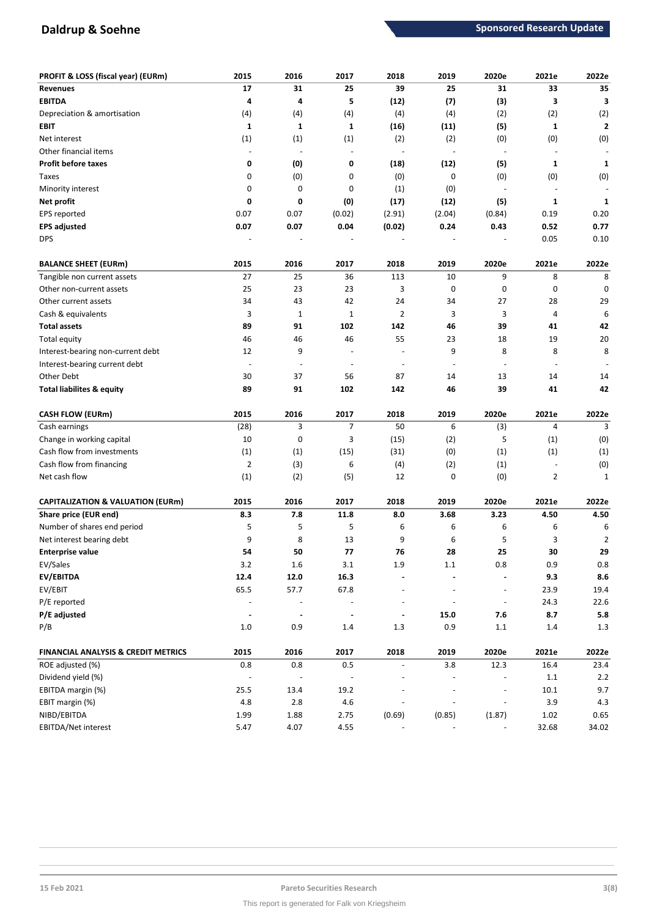| PROFIT & LOSS (fiscal year) (EURm) | 2015 | 2016 | 2017 | 2018 | 2019 | 2020e | 2021e | 2022e |
|---|---|---|---|---|---|---|---|---|
| **Revenues** | **17** | **31** | **25** | **39** | **25** | **31** | **33** | **35** |
| **EBITDA** | **4** | **4** | **5** | **(12)** | **(7)** | **(3)** | **3** | **3** |
| Depreciation & amortisation | (4) | (4) | (4) | (4) | (4) | (2) | (2) | (2) |
| **EBIT** | **1** | **1** | **1** | **(16)** | **(11)** | **(5)** | **1** | **2** |
| Net interest | (1) | (1) | (1) | (2) | (2) | (0) | (0) | (0) |
| Other financial items | - | - | - | - | - | - | - | - |
| **Profit before taxes** | **0** | **(0)** | **0** | **(18)** | **(12)** | **(5)** | **1** | **1** |
| Taxes | 0 | (0) | 0 | (0) | 0 | (0) | (0) | (0) |
| Minority interest | 0 | 0 | 0 | (1) | (0) | - | - | - |
| **Net profit** | **0** | **0** | **(0)** | **(17)** | **(12)** | **(5)** | **1** | **1** |
| EPS reported | 0.07 | 0.07 | (0.02) | (2.91) | (2.04) | (0.84) | 0.19 | 0.20 |
| **EPS adjusted** | **0.07** | **0.07** | **0.04** | **(0.02)** | **0.24** | **0.43** | **0.52** | **0.77** |
| DPS | - | - | - | - | - | - | 0.05 | 0.10 |

| BALANCE SHEET (EURm) | 2015 | 2016 | 2017 | 2018 | 2019 | 2020e | 2021e | 2022e |
|---|---|---|---|---|---|---|---|---|
| Tangible non current assets | 27 | 25 | 36 | 113 | 10 | 9 | 8 | 8 |
| Other non-current assets | 25 | 23 | 23 | 3 | 0 | 0 | 0 | 0 |
| Other current assets | 34 | 43 | 42 | 24 | 34 | 27 | 28 | 29 |
| Cash & equivalents | 3 | 1 | 1 | 2 | 3 | 3 | 4 | 6 |
| **Total assets** | **89** | **91** | **102** | **142** | **46** | **39** | **41** | **42** |
| Total equity | 46 | 46 | 46 | 55 | 23 | 18 | 19 | 20 |
| Interest-bearing non-current debt | 12 | 9 | - | - | 9 | 8 | 8 | 8 |
| Interest-bearing current debt | - | - | - | - | - | - | - | - |
| Other Debt | 30 | 37 | 56 | 87 | 14 | 13 | 14 | 14 |
| **Total liabilites & equity** | **89** | **91** | **102** | **142** | **46** | **39** | **41** | **42** |

| CASH FLOW (EURm) | 2015 | 2016 | 2017 | 2018 | 2019 | 2020e | 2021e | 2022e |
|---|---|---|---|---|---|---|---|---|
| Cash earnings | (28) | 3 | 7 | 50 | 6 | (3) | 4 | 3 |
| Change in working capital | 10 | 0 | 3 | (15) | (2) | 5 | (1) | (0) |
| Cash flow from investments | (1) | (1) | (15) | (31) | (0) | (1) | (1) | (1) |
| Cash flow from financing | 2 | (3) | 6 | (4) | (2) | (1) | - | (0) |
| Net cash flow | (1) | (2) | (5) | 12 | 0 | (0) | 2 | 1 |

| CAPITALIZATION & VALUATION (EURm) | 2015 | 2016 | 2017 | 2018 | 2019 | 2020e | 2021e | 2022e |
|---|---|---|---|---|---|---|---|---|
| **Share price (EUR end)** | **8.3** | **7.8** | **11.8** | **8.0** | **3.68** | **3.23** | **4.50** | **4.50** |
| Number of shares end period | 5 | 5 | 5 | 6 | 6 | 6 | 6 | 6 |
| Net interest bearing debt | 9 | 8 | 13 | 9 | 6 | 5 | 3 | 2 |
| **Enterprise value** | **54** | **50** | **77** | **76** | **28** | **25** | **30** | **29** |
| EV/Sales | 3.2 | 1.6 | 3.1 | 1.9 | 1.1 | 0.8 | 0.9 | 0.8 |
| **EV/EBITDA** | **12.4** | **12.0** | **16.3** | **-** | **-** | **-** | **9.3** | **8.6** |
| EV/EBIT | 65.5 | 57.7 | 67.8 | - | - | - | 23.9 | 19.4 |
| P/E reported | - | - | - | - | - | - | 24.3 | 22.6 |
| **P/E adjusted** | **-** | **-** | **-** | **-** | **15.0** | **7.6** | **8.7** | **5.8** |
| P/B | 1.0 | 0.9 | 1.4 | 1.3 | 0.9 | 1.1 | 1.4 | 1.3 |

| FINANCIAL ANALYSIS & CREDIT METRICS | 2015 | 2016 | 2017 | 2018 | 2019 | 2020e | 2021e | 2022e |
|---|---|---|---|---|---|---|---|---|
| ROE adjusted (%) | 0.8 | 0.8 | 0.5 | - | 3.8 | 12.3 | 16.4 | 23.4 |
| Dividend yield (%) | - | - | - | - | - | - | 1.1 | 2.2 |
| EBITDA margin (%) | 25.5 | 13.4 | 19.2 | - | - | - | 10.1 | 9.7 |
| EBIT margin (%) | 4.8 | 2.8 | 4.6 | - | - | - | 3.9 | 4.3 |
| NIBD/EBITDA | 1.99 | 1.88 | 2.75 | (0.69) | (0.85) | (1.87) | 1.02 | 0.65 |
| EBITDA/Net interest | 5.47 | 4.07 | 4.55 | - | - | - | 32.68 | 34.02 |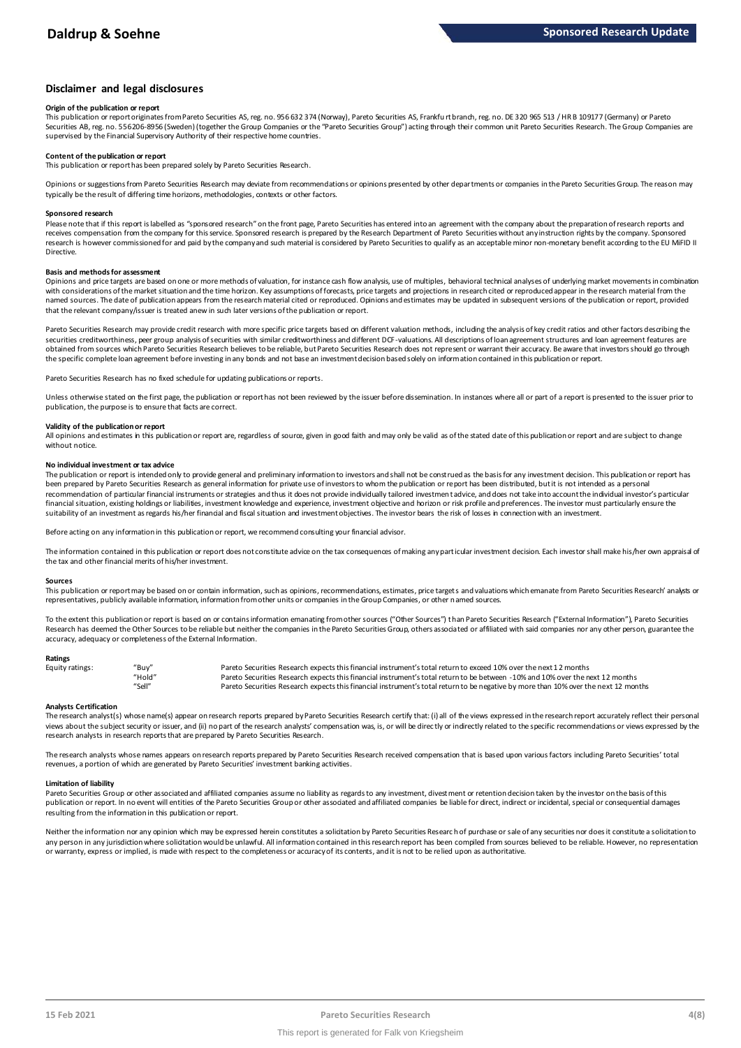## Disclaimer and legal disclosures

**Origin of the publication or report**

This publication or report originates from Pareto Securities AS, reg. no. 956 632 374 (Norway), Pareto Securities AS, Frankfurt branch, reg. no. DE 320 965 513 / HR B 109177 (Germany) or Pareto Securities AB, reg. no. 556206-8956 (Sweden) (together the Group Companies or the "Pareto Securities Group") acting through their common unit Pareto Securities Research. The Group Companies are supervised by the Financial Supervisory Authority of their respective home countries.

**Content of the publication or report**

This publication or report has been prepared solely by Pareto Securities Research.

Opinions or suggestions from Pareto Securities Research may deviate from recommendations or opinions presented by other departments or companies in the Pareto Securities Group. The reason may typically be the result of differing time horizons, methodologies, contexts or other factors.

**Sponsored research**

Please note that if this report is labelled as "sponsored research" on the front page, Pareto Securities has entered into an agreement with the company about the preparation of research reports and receives compensation from the company for this service. Sponsored research is prepared by the Research Department of Pareto Securities without any instruction rights by the company. Sponsored research is however commissioned for and paid by the company and such material is considered by Pareto Securities to qualify as an acceptable minor non-monetary benefit according to the EU MiFID II Directive.

**Basis and methods for assessment**

Opinions and price targets are based on one or more methods of valuation, for instance cash flow analysis, use of multiples, behavioral technical analyses of underlying market movements in combination with considerations of the market situation and the time horizon. Key assumptions of forecasts, price targets and projections in research cited or reproduced appear in the research material from the named sources. The date of publication appears from the research material cited or reproduced. Opinions and estimates may be updated in subsequent versions of the publication or report, provided that the relevant company/issuer is treated anew in such later versions of the publication or report.

Pareto Securities Research may provide credit research with more specific price targets based on different valuation methods, including the analysis of key credit ratios and other factors describing the securities creditworthiness, peer group analysis of securities with similar creditworthiness and different DCF-valuations. All descriptions of loan agreement structures and loan agreement features are obtained from sources which Pareto Securities Research believes to be reliable, but Pareto Securities Research does not represent or warrant their accuracy. Be aware that investors should go through the specific complete loan agreement before investing in any bonds and not base an investment decision based solely on information contained in this publication or report.

Pareto Securities Research has no fixed schedule for updating publications or reports.

Unless otherwise stated on the first page, the publication or report has not been reviewed by the issuer before dissemination. In instances where all or part of a report is presented to the issuer prior to publication, the purpose is to ensure that facts are correct.

**Validity of the publication or report**

All opinions and estimates in this publication or report are, regardless of source, given in good faith and may only be valid as of the stated date of this publication or report and are subject to change without notice.

**No individual investment or tax advice**

The publication or report is intended only to provide general and preliminary information to investors and shall not be construed as the basis for any investment decision. This publication or report has been prepared by Pareto Securities Research as general information for private use of investors to whom the publication or report has been distributed, but it is not intended as a personal recommendation of particular financial instruments or strategies and thus it does not provide individually tailored investment advice, and does not take into account the individual investor's particular financial situation, existing holdings or liabilities, investment knowledge and experience, investment objective and horizon or risk profile and preferences. The investor must particularly ensure the suitability of an investment as regards his/her financial and fiscal situation and investment objectives. The investor bears the risk of losses in connection with an investment.

Before acting on any information in this publication or report, we recommend consulting your financial advisor.

The information contained in this publication or report does not constitute advice on the tax consequences of making any particular investment decision. Each investor shall make his/her own appraisal of the tax and other financial merits of his/her investment.

**Sources**

This publication or report may be based on or contain information, such as opinions, recommendations, estimates, price targets and valuations which emanate from Pareto Securities Research' analysts or representatives, publicly available information, information from other units or companies in the Group Companies, or other named sources.

To the extent this publication or report is based on or contains information emanating from other sources ("Other Sources") than Pareto Securities Research ("External Information"), Pareto Securities Research has deemed the Other Sources to be reliable but neither the companies in the Pareto Securities Group, others associated or affiliated with said companies nor any other person, guarantee the accuracy, adequacy or completeness of the External Information.

**Ratings**

| | | |
|---|---|---|
| Equity ratings: | "Buy" | Pareto Securities Research expects this financial instrument's total return to exceed 10% over the next 12 months |
| | "Hold" | Pareto Securities Research expects this financial instrument's total return to be between -10% and 10% over the next 12 months |
| | "Sell" | Pareto Securities Research expects this financial instrument's total return to be negative by more than 10% over the next 12 months |

**Analysts Certification**

The research analyst(s) whose name(s) appear on research reports prepared by Pareto Securities Research certify that: (i) all of the views expressed in the research report accurately reflect their personal views about the subject security or issuer, and (ii) no part of the research analysts' compensation was, is, or will be directly or indirectly related to the specific recommendations or views expressed by the research analysts in research reports that are prepared by Pareto Securities Research.

The research analysts whose names appears on research reports prepared by Pareto Securities Research received compensation that is based upon various factors including Pareto Securities' total revenues, a portion of which are generated by Pareto Securities' investment banking activities.

**Limitation of liability**

Pareto Securities Group or other associated and affiliated companies assume no liability as regards to any investment, divestment or retention decision taken by the investor on the basis of this publication or report. In no event will entities of the Pareto Securities Group or other associated and affiliated companies be liable for direct, indirect or incidental, special or consequential damages resulting from the information in this publication or report.

Neither the information nor any opinion which may be expressed herein constitutes a solicitation by Pareto Securities Research of purchase or sale of any securities nor does it constitute a solicitation to any person in any jurisdiction where solicitation would be unlawful. All information contained in this research report has been compiled from sources believed to be reliable. However, no representation or warranty, express or implied, is made with respect to the completeness or accuracy of its contents, and it is not to be relied upon as authoritative.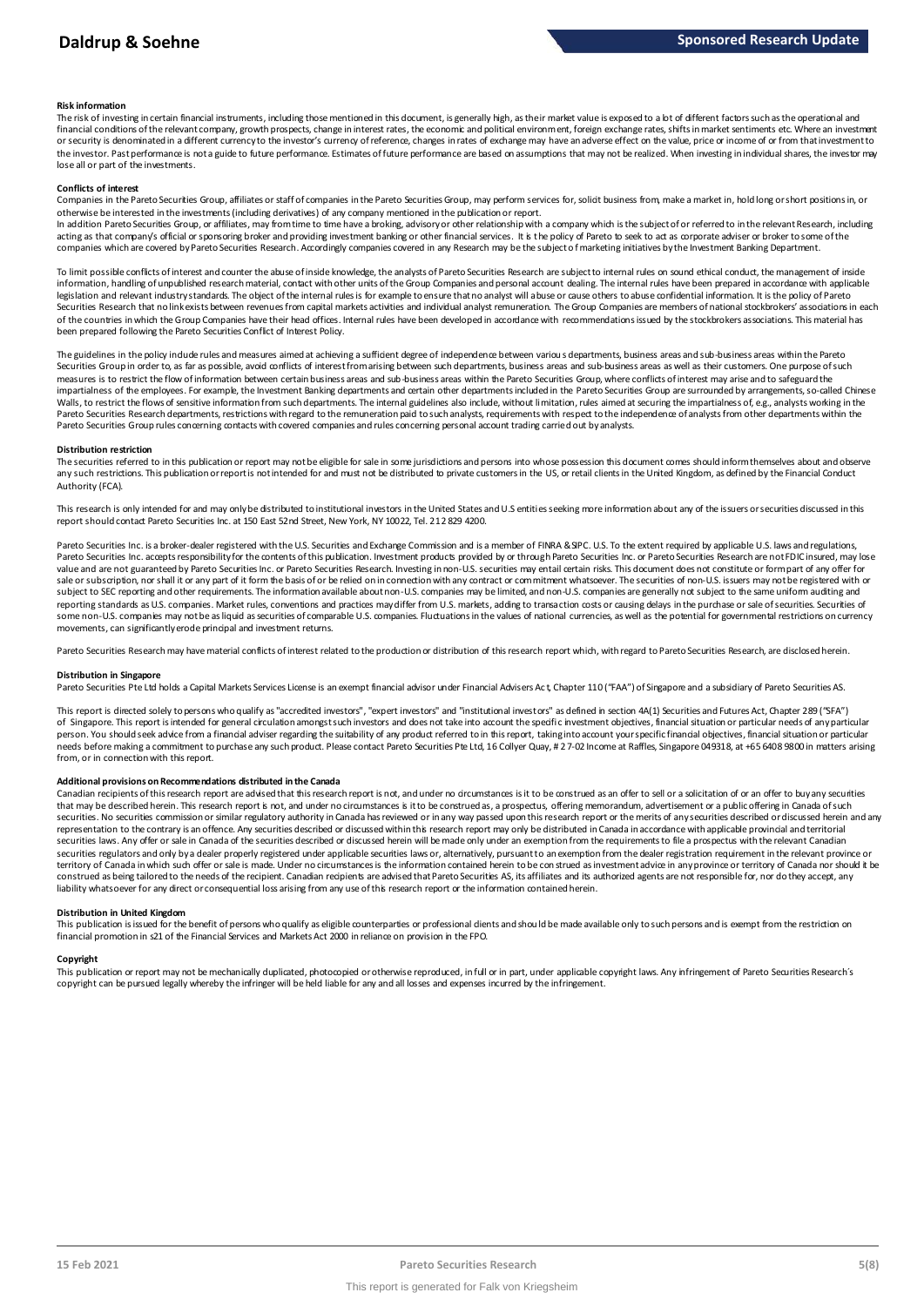#### Risk information

The risk of investing in certain financial instruments, including those mentioned in this document, is generally high, as their market value is exposed to a lot of different factors such as the operational and financial conditions of the relevant company, growth prospects, change in interest rates, the economic and political environment, foreign exchange rates, shifts in market sentiments etc. Where an investment or security is denominated in a different currency to the investor's currency of reference, changes in rates of exchange may have an adverse effect on the value, price or income of or from that investment to the investor. Past performance is not a guide to future performance. Estimates of future performance are based on assumptions that may not be realized. When investing in individual shares, the investor may lose all or part of the investments.

#### Conflicts of interest

Companies in the Pareto Securities Group, affiliates or staff of companies in the Pareto Securities Group, may perform services for, solicit business from, make a market in, hold long or short positions in, or otherwise be interested in the investments (including derivatives) of any company mentioned in the publication or report.

In addition Pareto Securities Group, or affiliates, may from time to time have a broking, advisory or other relationship with a company which is the subject of or referred to in the relevant Research, including acting as that company's official or sponsoring broker and providing investment banking or other financial services. It is the policy of Pareto to seek to act as corporate adviser or broker to some of the companies which are covered by Pareto Securities Research. Accordingly companies covered in any Research may be the subject of marketing initiatives by the Investment Banking Department.

To limit possible conflicts of interest and counter the abuse of inside knowledge, the analysts of Pareto Securities Research are subject to internal rules on sound ethical conduct, the management of inside information, handling of unpublished research material, contact with other units of the Group Companies and personal account dealing. The internal rules have been prepared in accordance with applicable legislation and relevant industry standards. The object of the internal rules is for example to ensure that no analyst will abuse or cause others to abuse confidential information. It is the policy of Pareto Securities Research that no link exists between revenues from capital markets activities and individual analyst remuneration. The Group Companies are members of national stockbrokers' associations in each of the countries in which the Group Companies have their head offices. Internal rules have been developed in accordance with recommendations issued by the stockbrokers associations. This material has been prepared following the Pareto Securities Conflict of Interest Policy.

The guidelines in the policy include rules and measures aimed at achieving a sufficient degree of independence between various departments, business areas and sub-business areas within the Pareto Securities Group in order to, as far as possible, avoid conflicts of interest from arising between such departments, business areas and sub-business areas as well as their customers. One purpose of such measures is to restrict the flow of information between certain business areas and sub-business areas within the Pareto Securities Group, where conflicts of interest may arise and to safeguard the impartialness of the employees. For example, the Investment Banking departments and certain other departments included in the Pareto Securities Group are surrounded by arrangements, so-called Chinese Walls, to restrict the flows of sensitive information from such departments. The internal guidelines also include, without limitation, rules aimed at securing the impartialness of, e.g., analysts working in the Pareto Securities Research departments, restrictions with regard to the remuneration paid to such analysts, requirements with respect to the independence of analysts from other departments within the Pareto Securities Group rules concerning contacts with covered companies and rules concerning personal account trading carried out by analysts.

#### Distribution restriction

The securities referred to in this publication or report may not be eligible for sale in some jurisdictions and persons into whose possession this document comes should inform themselves about and observe any such restrictions. This publication or report is not intended for and must not be distributed to private customers in the US, or retail clients in the United Kingdom, as defined by the Financial Conduct Authority (FCA).

This research is only intended for and may only be distributed to institutional investors in the United States and U.S entities seeking more information about any of the issuers or securities discussed in this report should contact Pareto Securities Inc. at 150 East 52nd Street, New York, NY 10022, Tel. 212 829 4200.

Pareto Securities Inc. is a broker-dealer registered with the U.S. Securities and Exchange Commission and is a member of FINRA & SIPC. U.S. To the extent required by applicable U.S. laws and regulations, Pareto Securities Inc. accepts responsibility for the contents of this publication. Investment products provided by or through Pareto Securities Inc. or Pareto Securities Research are not FDIC insured, may lose value and are not guaranteed by Pareto Securities Inc. or Pareto Securities Research. Investing in non-U.S. securities may entail certain risks. This document does not constitute or form part of any offer for sale or subscription, nor shall it or any part of it form the basis of or be relied on in connection with any contract or commitment whatsoever. The securities of non-U.S. issuers may not be registered with or subject to SEC reporting and other requirements. The information available about non-U.S. companies may be limited, and non-U.S. companies are generally not subject to the same uniform auditing and reporting standards as U.S. companies. Market rules, conventions and practices may differ from U.S. markets, adding to transaction costs or causing delays in the purchase or sale of securities. Securities of some non-U.S. companies may not be as liquid as securities of comparable U.S. companies. Fluctuations in the values of national currencies, as well as the potential for governmental restrictions on currency movements, can significantly erode principal and investment returns.

Pareto Securities Research may have material conflicts of interest related to the production or distribution of this research report which, with regard to Pareto Securities Research, are disclosed herein.

#### Distribution in Singapore

Pareto Securities Pte Ltd holds a Capital Markets Services License is an exempt financial advisor under Financial Advisers Act, Chapter 110 ("FAA") of Singapore and a subsidiary of Pareto Securities AS.

This report is directed solely to persons who qualify as "accredited investors", "expert investors" and "institutional investors" as defined in section 4A(1) Securities and Futures Act, Chapter 289 ("SFA") of Singapore. This report is intended for general circulation amongst such investors and does not take into account the specific investment objectives, financial situation or particular needs of any particular person. You should seek advice from a financial adviser regarding the suitability of any product referred to in this report, taking into account your specific financial objectives, financial situation or particular needs before making a commitment to purchase any such product. Please contact Pareto Securities Pte Ltd, 16 Collyer Quay, # 27-02 Income at Raffles, Singapore 049318, at +65 6408 9800 in matters arising from, or in connection with this report.

#### Additional provisions on Recommendations distributed in the Canada

Canadian recipients of this research report are advised that this research report is not, and under no circumstances is it to be construed as an offer to sell or a solicitation of or an offer to buy any securities that may be described herein. This research report is not, and under no circumstances is it to be construed as, a prospectus, offering memorandum, advertisement or a public offering in Canada of such securities. No securities commission or similar regulatory authority in Canada has reviewed or in any way passed upon this research report or the merits of any securities described or discussed herein and any representation to the contrary is an offence. Any securities described or discussed within this research report may only be distributed in Canada in accordance with applicable provincial and territorial securities laws. Any offer or sale in Canada of the securities described or discussed herein will be made only under an exemption from the requirements to file a prospectus with the relevant Canadian securities regulators and only by a dealer properly registered under applicable securities laws or, alternatively, pursuant to an exemption from the dealer registration requirement in the relevant province or territory of Canada in which such offer or sale is made. Under no circumstances is the information contained herein to be construed as investment advice in any province or territory of Canada nor should it be construed as being tailored to the needs of the recipient. Canadian recipients are advised that Pareto Securities AS, its affiliates and its authorized agents are not responsible for, nor do they accept, any liability whatsoever for any direct or consequential loss arising from any use of this research report or the information contained herein.

#### Distribution in United Kingdom

This publication is issued for the benefit of persons who qualify as eligible counterparties or professional clients and should be made available only to such persons and is exempt from the restriction on financial promotion in s21 of the Financial Services and Markets Act 2000 in reliance on provision in the FPO.

#### Copyright

This publication or report may not be mechanically duplicated, photocopied or otherwise reproduced, in full or in part, under applicable copyright laws. Any infringement of Pareto Securities Research's copyright can be pursued legally whereby the infringer will be held liable for any and all losses and expenses incurred by the infringement.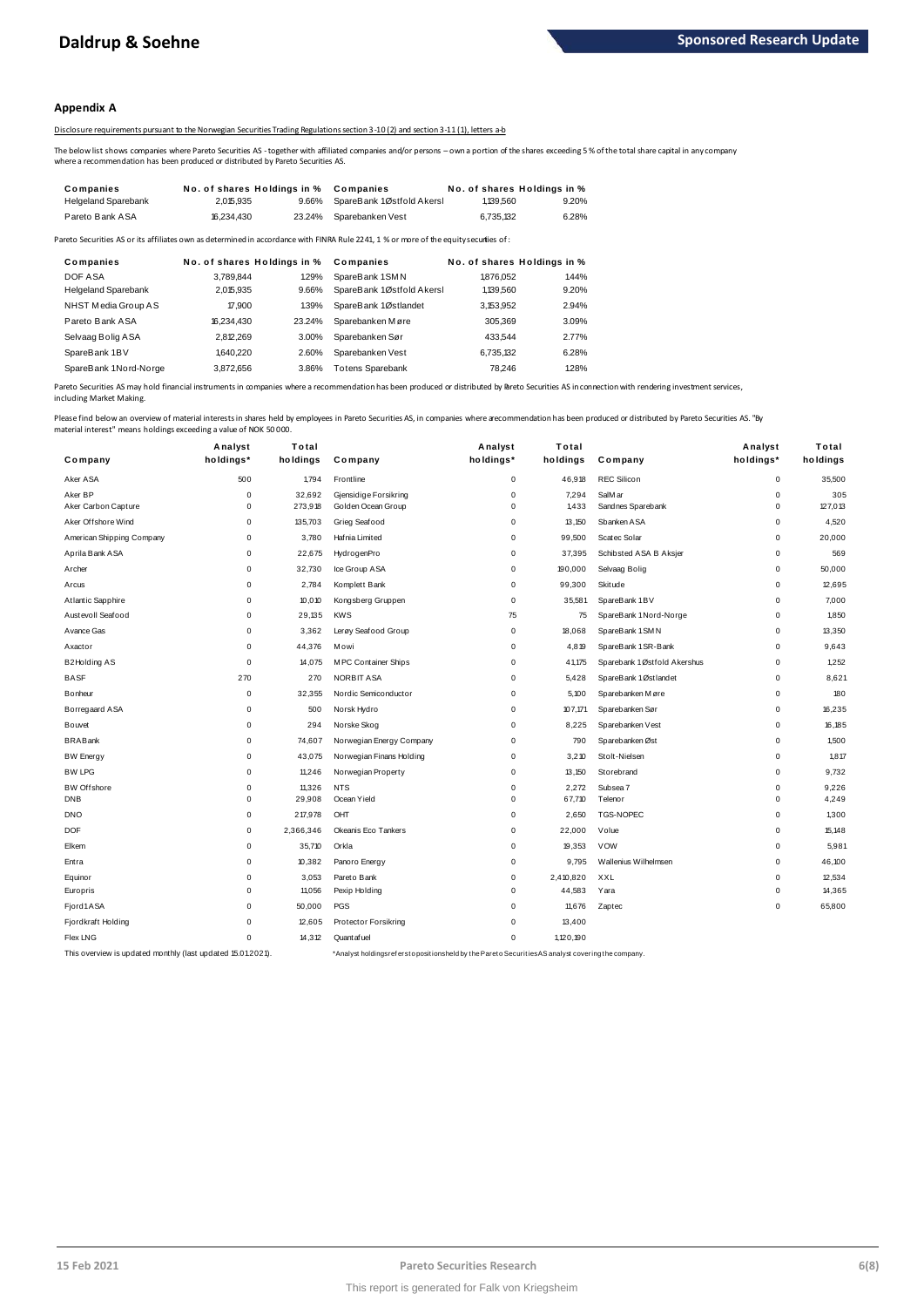## Appendix A

Disclosure requirements pursuant to the Norwegian Securities Trading Regulations section 3-10 (2) and section 3-11 (1), letters a-b

The below list shows companies where Pareto Securities AS - together with affiliated companies and/or persons – own a portion of the shares exceeding 5 % of the total share capital in any company where a recommendation has been produced or distributed by Pareto Securities AS.

| Companies | No. of shares | Holdings in % | Companies | No. of shares | Holdings in % |
|---|---|---|---|---|---|
| Helgeland Sparebank | 2,015,935 | 9.66% | SpareBank 1 Østfold Akersl | 1,139,560 | 9.20% |
| Pareto Bank ASA | 16,234,430 | 23.24% | Sparebanken Vest | 6,735,132 | 6.28% |

Pareto Securities AS or its affiliates own as determined in accordance with FINRA Rule 2241, 1 % or more of the equity securities of:

| Companies | No. of shares | Holdings in % | Companies | No. of shares | Holdings in % |
|---|---|---|---|---|---|
| DOF ASA | 3,789,844 | 1.29% | SpareBank 1 SMN | 1,876,052 | 1.44% |
| Helgeland Sparebank | 2,015,935 | 9.66% | SpareBank 1 Østfold Akersl | 1,139,560 | 9.20% |
| NHST Media Group AS | 17,900 | 1.39% | SpareBank 1 Østlandet | 3,153,952 | 2.94% |
| Pareto Bank ASA | 16,234,430 | 23.24% | Sparebanken Møre | 305,369 | 3.09% |
| Selvaag Bolig ASA | 2,812,269 | 3.00% | Sparebanken Sør | 433,544 | 2.77% |
| SpareBank 1 BV | 1,640,220 | 2.60% | Sparebanken Vest | 6,735,132 | 6.28% |
| SpareBank 1 Nord-Norge | 3,872,656 | 3.86% | Totens Sparebank | 78,246 | 1.28% |

Pareto Securities AS may hold financial instruments in companies where a recommendation has been produced or distributed by Pareto Securities AS in connection with rendering investment services, including Market Making.

Please find below an overview of material interests in shares held by employees in Pareto Securities AS, in companies where a recommendation has been produced or distributed by Pareto Securities AS. "By material interest" means holdings exceeding a value of NOK 50 000.

| Company | Analyst holdings* | Total holdings | Company | Analyst holdings* | Total holdings | Company | Analyst holdings* | Total holdings |
|---|---|---|---|---|---|---|---|---|
| Aker ASA | 500 | 1,794 | Frontline | 0 | 46,918 | REC Silicon | 0 | 35,500 |
| Aker BP | 0 | 32,692 | Gjensidige Forsikring | 0 | 7,294 | SalMar | 0 | 305 |
| Aker Carbon Capture | 0 | 273,918 | Golden Ocean Group | 0 | 1,433 | Sandnes Sparebank | 0 | 127,013 |
| Aker Offshore Wind | 0 | 135,703 | Grieg Seafood | 0 | 13,150 | Sbanken ASA | 0 | 4,520 |
| American Shipping Company | 0 | 3,780 | Hafnia Limited | 0 | 99,500 | Scatec Solar | 0 | 20,000 |
| Aprila Bank ASA | 0 | 22,675 | HydrogenPro | 0 | 37,395 | Schibsted ASA B Aksjer | 0 | 569 |
| Archer | 0 | 32,730 | Ice Group ASA | 0 | 190,000 | Selvaag Bolig | 0 | 50,000 |
| Arcus | 0 | 2,784 | Komplett Bank | 0 | 99,300 | Skitude | 0 | 12,695 |
| Atlantic Sapphire | 0 | 10,010 | Kongsberg Gruppen | 0 | 35,581 | SpareBank 1 BV | 0 | 7,000 |
| Austevoll Seafood | 0 | 29,135 | KWS | 75 | 75 | SpareBank 1 Nord-Norge | 0 | 1,850 |
| Avance Gas | 0 | 3,362 | Lerøy Seafood Group | 0 | 18,068 | SpareBank 1 SMN | 0 | 13,350 |
| Axactor | 0 | 44,376 | Mowi | 0 | 4,819 | SpareBank 1 SR-Bank | 0 | 9,643 |
| B2Holding AS | 0 | 14,075 | MPC Container Ships | 0 | 41,175 | Sparebank 1 Østfold Akershus | 0 | 1,252 |
| BASF | 270 | 270 | NORBIT ASA | 0 | 5,428 | SpareBank 1 Østlandet | 0 | 8,621 |
| Bonheur | 0 | 32,355 | Nordic Semiconductor | 0 | 5,100 | Sparebanken Møre | 0 | 180 |
| Borregaard ASA | 0 | 500 | Norsk Hydro | 0 | 107,171 | Sparebanken Sør | 0 | 16,235 |
| Bouvet | 0 | 294 | Norske Skog | 0 | 8,225 | Sparebanken Vest | 0 | 16,185 |
| BRABank | 0 | 74,607 | Norwegian Energy Company | 0 | 790 | Sparebanken Øst | 0 | 1,500 |
| BW Energy | 0 | 43,075 | Norwegian Finans Holding | 0 | 3,210 | Stolt-Nielsen | 0 | 1,817 |
| BW LPG | 0 | 11,246 | Norwegian Property | 0 | 13,150 | Storebrand | 0 | 9,732 |
| BW Offshore | 0 | 11,326 | NTS | 0 | 2,272 | Subsea 7 | 0 | 9,226 |
| DNB | 0 | 29,908 | Ocean Yield | 0 | 67,710 | Telenor | 0 | 4,249 |
| DNO | 0 | 217,978 | OHT | 0 | 2,650 | TGS-NOPEC | 0 | 1,300 |
| DOF | 0 | 2,366,346 | Okeanis Eco Tankers | 0 | 22,000 | Volue | 0 | 15,148 |
| Elkem | 0 | 35,710 | Orkla | 0 | 19,353 | VOW | 0 | 5,981 |
| Entra | 0 | 10,382 | Panoro Energy | 0 | 9,795 | Wallenius Wilhelmsen | 0 | 46,100 |
| Equinor | 0 | 3,053 | Pareto Bank | 0 | 2,410,820 | XXL | 0 | 12,534 |
| Europris | 0 | 11,056 | Pexip Holding | 0 | 44,583 | Yara | 0 | 14,365 |
| Fjord1 ASA | 0 | 50,000 | PGS | 0 | 11,676 | Zaptec | 0 | 65,800 |
| Fjordkraft Holding | 0 | 12,605 | Protector Forsikring | 0 | 13,400 | | | |
| Flex LNG | 0 | 14,312 | Quantafuel | 0 | 1,120,190 | | | |

This overview is updated monthly (last updated 15.01.2021).

*Analyst holdings refers to positions held by the Pareto Securities AS analyst covering the company.

This report is generated for Falk von Kriegsheim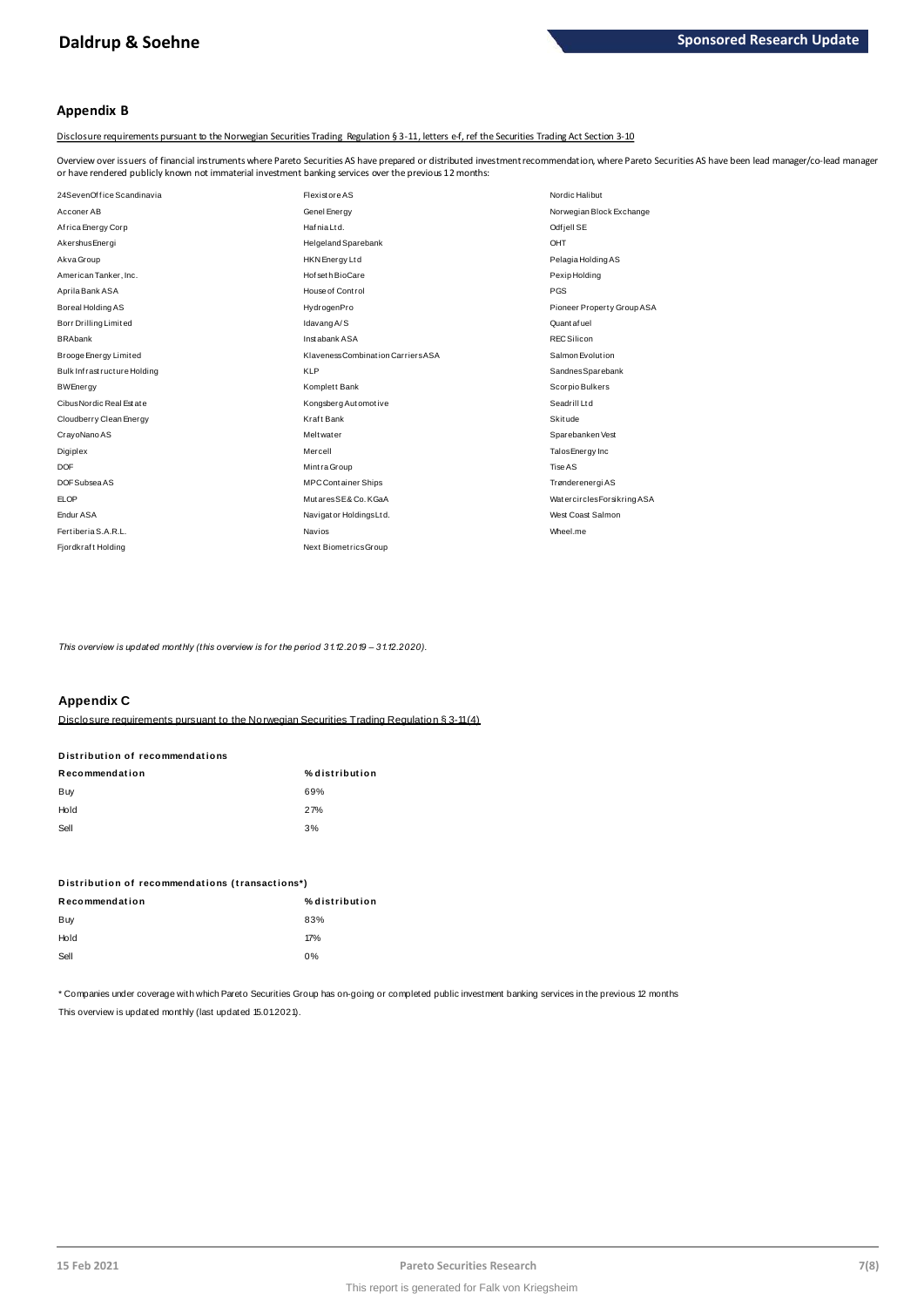## Appendix B

Disclosure requirements pursuant to the Norwegian Securities Trading Regulation § 3-11, letters e-f, ref the Securities Trading Act Section 3-10

Overview over issuers of financial instruments where Pareto Securities AS have prepared or distributed investment recommendation, where Pareto Securities AS have been lead manager/co-lead manager or have rendered publicly known not immaterial investment banking services over the previous 12 months:

24SevenOffice Scandinavia
Acconer AB
Africa Energy Corp
Akershus Energi
Akva Group
American Tanker, Inc.
Aprila Bank ASA
Boreal Holding AS
Borr Drilling Limited
BRAbank
Brooge Energy Limited
Bulk Infrastructure Holding
BWEnergy
Cibus Nordic Real Estate
Cloudberry Clean Energy
CrayoNano AS
Digiplex
DOF
DOF Subsea AS
ELOP
Endur ASA
Fertiberia S.A.R.L.
Fjordkraft Holding
Flexistore AS
Genel Energy
Hafnia Ltd.
Helgeland Sparebank
HKN Energy Ltd
Hofseth BioCare
House of Control
HydrogenPro
Idavang A/S
Instabank ASA
Klaveness Combination Carriers ASA
KLP
Komplett Bank
Kongsberg Automotive
Kraft Bank
Meltwater
Mercell
Mintra Group
MPC Container Ships
Mutares SE & Co. KGaA
Navigator Holdings Ltd.
Navios
Next Biometrics Group
Nordic Halibut
Norwegian Block Exchange
Odfjell SE
OHT
Pelagia Holding AS
Pexip Holding
PGS
Pioneer Property Group ASA
Quantafuel
REC Silicon
Salmon Evolution
Sandnes Sparebank
Scorpio Bulkers
Seadrill Ltd
Skitude
Sparebanken Vest
Talos Energy Inc
Tise AS
Trønderenergi AS
Watercircles Forsikring ASA
West Coast Salmon
Wheel.me

*This overview is updated monthly (this overview is for the period 31.12.2019 – 31.12.2020).*

## Appendix C

Disclosure requirements pursuant to the Norwegian Securities Trading Regulation § 3-11(4)

**Distribution of recommendations**

| Recommendation | % distribution |
|---|---|
| Buy | 69% |
| Hold | 27% |
| Sell | 3% |

**Distribution of recommendations (transactions*)**

| Recommendation | % distribution |
|---|---|
| Buy | 83% |
| Hold | 17% |
| Sell | 0% |

* Companies under coverage with which Pareto Securities Group has on-going or completed public investment banking services in the previous 12 months

This overview is updated monthly (last updated 15.01.2021).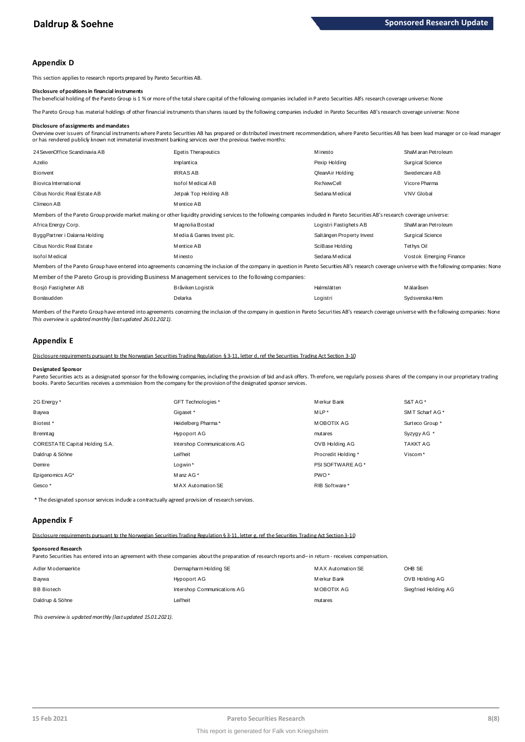## Appendix D

This section applies to research reports prepared by Pareto Securities AB.

**Disclosure of positions in financial instruments**

The beneficial holding of the Pareto Group is 1 % or more of the total share capital of the following companies included in Pareto Securities AB's research coverage universe: None

The Pareto Group has material holdings of other financial instruments than shares issued by the following companies included in Pareto Securities AB's research coverage universe: None

**Disclosure of assignments and mandates**

Overview over issuers of financial instruments where Pareto Securities AB has prepared or distributed investment recommendation, where Pareto Securities AB has been lead manager or co-lead manager or has rendered publicly known not immaterial investment banking services over the previous twelve months:

| | | | |
|---|---|---|---|
| 24SevenOffice Scandinavia AB | Egetis Therapeutics | Minesto | ShaMaran Petroleum |
| Azelio | Implantica | Pexip Holding | Surgical Science |
| Bionvent | IRRAS AB | QleanAir Holding | Swedencare AB |
| Biovica International | Isofol Medical AB | Re:NewCell | Vicore Pharma |
| Cibus Nordic Real Estate AB | Jetpak Top Holding AB | Sedana Medical | VNV Global |
| Climeon AB | Mentice AB | | |

Members of the Pareto Group provide market making or other liquidity providing services to the following companies included in Pareto Securities AB's research coverage universe:

| | | | |
|---|---|---|---|
| Africa Energy Corp. | Magnolia Bostad | Logistri Fastighets AB | ShaMaran Petroleum |
| ByggPartner i Dalarna Holding | Media & Games Invest plc. | Saltängen Property Invest | Surgical Science |
| Cibus Nordic Real Estate | Mentice AB | SciBase Holding | Tethys Oil |
| Isofol Medical | Minesto | Sedana Medical | Vostok Emerging Finance |

Members of the Pareto Group have entered into agreements concerning the inclusion of the company in question in Pareto Securities AB's research coverage universe with the following companies: None

Member of the Pareto Group is providing Business Management services to the following companies:

| | | | |
|---|---|---|---|
| Bosjö Fastigheter AB | Bråviken Logistik | Halmslätten | Mälaråsen |
| Bonäsudden | Delarka | Logistri | Sydsvenska Hem |

Members of the Pareto Group have entered into agreements concerning the inclusion of the company in question in Pareto Securities AB's research coverage universe with the following companies: None

*This overview is updated monthly (last updated 26.01.2021).*

## Appendix E

Disclosure requirements pursuant to the Norwegian Securities Trading Regulation § 3-11, letter d, ref the Securities Trading Act Section 3-10

**Designated Sponsor**

Pareto Securities acts as a designated sponsor for the following companies, including the provision of bid and ask offers. Therefore, we regularly possess shares of the company in our proprietary trading books. Pareto Securities receives a commission from the company for the provision of the designated sponsor services.

| | | | |
|---|---|---|---|
| 2G Energy * | GFT Technologies * | Merkur Bank | S&T AG * |
| Baywa | Gigaset * | MLP * | SMT Scharf AG * |
| Biotest * | Heidelberg Pharma * | MOBOTIX AG | Surteco Group * |
| Brenntag | Hypoport AG | mutares | Syzygy AG * |
| CORESTATE Capital Holding S.A. | Intershop Communications AG | OVB Holding AG | TAKKT AG |
| Daldrup & Söhne | Leifheit | Procredit Holding * | Viscom * |
| Demire | Logwin * | PSI SOFTWARE AG * | |
| Epigenomics AG* | Manz AG * | PWO * | |
| Gesco * | MAX Automation SE | RIB Software * | |

\* The designated sponsor services include a contractually agreed provision of research services.

## Appendix F

Disclosure requirements pursuant to the Norwegian Securities Trading Regulation § 3-11, letter g, ref the Securities Trading Act Section 3-10

**Sponsored Research**

Pareto Securities has entered into an agreement with these companies about the preparation of research reports and – in return - receives compensation.

| | | | |
|---|---|---|---|
| Adler Modemaerkte | Dermapharm Holding SE | MAX Automation SE | OHB SE |
| Baywa | Hypoport AG | Merkur Bank | OVB Holding AG |
| BB Biotech | Intershop Communications AG | MOBOTIX AG | Siegfried Holding AG |
| Daldrup & Söhne | Leifheit | mutares | |

*This overview is updated monthly (last updated 15.01.2021).*